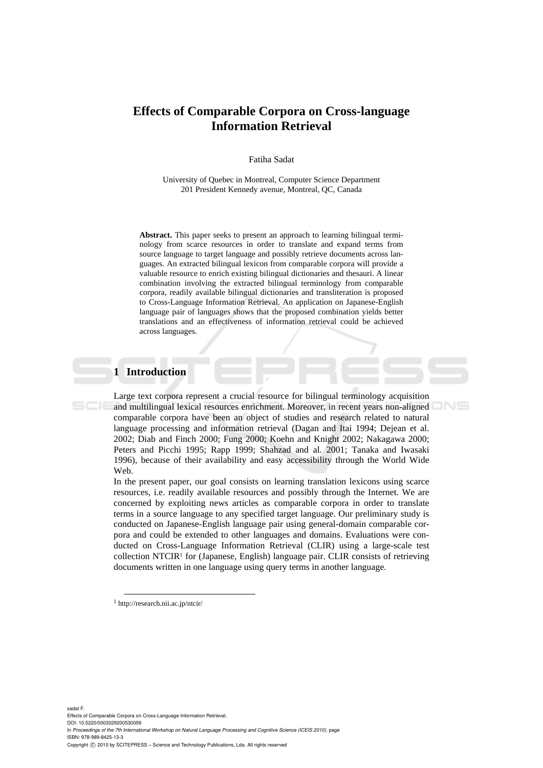# Effects of Comparable Corpora on Cross-language Information Retrieval

Fatiha Sadat

University of Quebec in Montreal, Computer Science Department
201 President Kennedy avenue, Montreal, QC, Canada

**Abstract.** This paper seeks to present an approach to learning bilingual terminology from scarce resources in order to translate and expand terms from source language to target language and possibly retrieve documents across languages. An extracted bilingual lexicon from comparable corpora will provide a valuable resource to enrich existing bilingual dictionaries and thesauri. A linear combination involving the extracted bilingual terminology from comparable corpora, readily available bilingual dictionaries and transliteration is proposed to Cross-Language Information Retrieval. An application on Japanese-English language pair of languages shows that the proposed combination yields better translations and an effectiveness of information retrieval could be achieved across languages.

## 1 Introduction

Large text corpora represent a crucial resource for bilingual terminology acquisition and multilingual lexical resources enrichment. Moreover, in recent years non-aligned comparable corpora have been an object of studies and research related to natural language processing and information retrieval (Dagan and Itai 1994; Dejean et al. 2002; Diab and Finch 2000; Fung 2000; Koehn and Knight 2002; Nakagawa 2000; Peters and Picchi 1995; Rapp 1999; Shahzad and al. 2001; Tanaka and Iwasaki 1996), because of their availability and easy accessibility through the World Wide Web.

In the present paper, our goal consists on learning translation lexicons using scarce resources, i.e. readily available resources and possibly through the Internet. We are concerned by exploiting news articles as comparable corpora in order to translate terms in a source language to any specified target language. Our preliminary study is conducted on Japanese-English language pair using general-domain comparable corpora and could be extended to other languages and domains. Evaluations were conducted on Cross-Language Information Retrieval (CLIR) using a large-scale test collection NTCIR[1] for (Japanese, English) language pair. CLIR consists of retrieving documents written in one language using query terms in another language.

[1] http://research.nii.ac.jp/ntcir/

sadat F.
Effects of Comparable Corpora on Cross-Language Information Retrieval.
DOI: 10.5220/0003029200530059
In *Proceedings of the 7th International Workshop on Natural Language Processing and Cognitive Science (ICEIS 2010)*, page
ISBN: 978-989-8425-13-3
Copyright © 2010 by SCITEPRESS – Science and Technology Publications, Lda. All rights reserved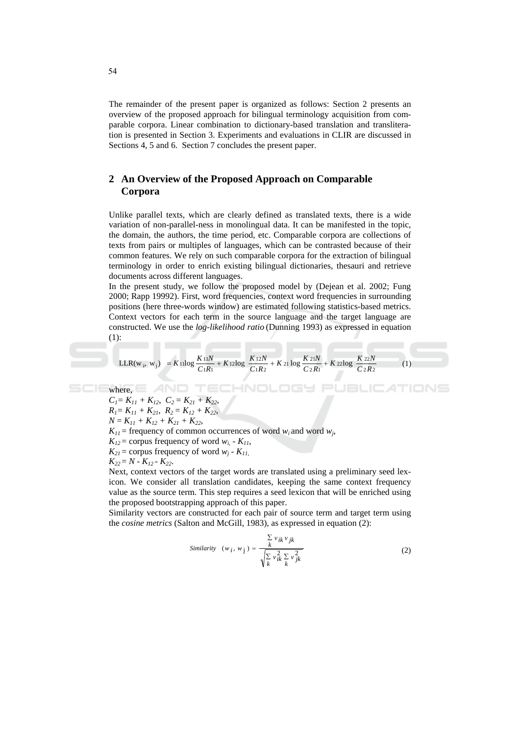The remainder of the present paper is organized as follows: Section 2 presents an overview of the proposed approach for bilingual terminology acquisition from comparable corpora. Linear combination to dictionary-based translation and transliteration is presented in Section 3. Experiments and evaluations in CLIR are discussed in Sections 4, 5 and 6. Section 7 concludes the present paper.

## 2 An Overview of the Proposed Approach on Comparable Corpora

Unlike parallel texts, which are clearly defined as translated texts, there is a wide variation of non-parallel-ness in monolingual data. It can be manifested in the topic, the domain, the authors, the time period, etc. Comparable corpora are collections of texts from pairs or multiples of languages, which can be contrasted because of their common features. We rely on such comparable corpora for the extraction of bilingual terminology in order to enrich existing bilingual dictionaries, thesauri and retrieve documents across different languages.

In the present study, we follow the proposed model by (Dejean et al. 2002; Fung 2000; Rapp 19992). First, word frequencies, context word frequencies in surrounding positions (here three-words window) are estimated following statistics-based metrics. Context vectors for each term in the source language and the target language are constructed. We use the *log-likelihood ratio* (Dunning 1993) as expressed in equation (1):

$$\mathrm{LLR}(w_i, w_j) = K_{11}\log\frac{K_{11}N}{C_1R_1} + K_{12}\log\frac{K_{12}N}{C_1R_2} + K_{21}\log\frac{K_{21}N}{C_2R_1} + K_{22}\log\frac{K_{22}N}{C_2R_2} \qquad (1)$$

where,

$C_1 = K_{11} + K_{12}$, $C_2 = K_{21} + K_{22}$,
$R_1 = K_{11} + K_{21}$, $R_2 = K_{12} + K_{22}$,
$N = K_{11} + K_{12} + K_{21} + K_{22}$,
$K_{11}$ = frequency of common occurrences of word $w_i$ and word $w_j$,
$K_{12}$ = corpus frequency of word $w_i$ - $K_{11}$,
$K_{21}$ = corpus frequency of word $w_j$ - $K_{11}$,
$K_{22} = N - K_{12} - K_{22}$.

Next, context vectors of the target words are translated using a preliminary seed lexicon. We consider all translation candidates, keeping the same context frequency value as the source term. This step requires a seed lexicon that will be enriched using the proposed bootstrapping approach of this paper.

Similarity vectors are constructed for each pair of source term and target term using the *cosine metrics* (Salton and McGill, 1983), as expressed in equation (2):

$$\mathit{Similarity}\ (w_i, w_j) = \frac{\sum_k v_{ik} v_{jk}}{\sqrt{\sum_k v_{ik}^2 \sum_k v_{jk}^2}} \qquad (2)$$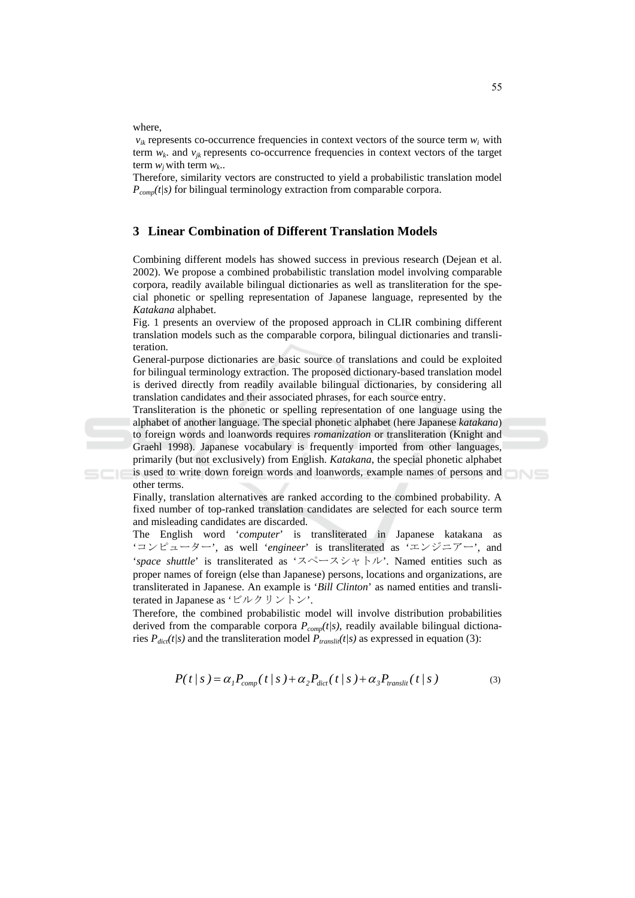where,

$v_{ik}$ represents co-occurrence frequencies in context vectors of the source term $w_i$ with term $w_k$. and $v_{jk}$ represents co-occurrence frequencies in context vectors of the target term $w_j$ with term $w_k$..

Therefore, similarity vectors are constructed to yield a probabilistic translation model $P_{comp}(t|s)$ for bilingual terminology extraction from comparable corpora.

## 3 Linear Combination of Different Translation Models

Combining different models has showed success in previous research (Dejean et al. 2002). We propose a combined probabilistic translation model involving comparable corpora, readily available bilingual dictionaries as well as transliteration for the special phonetic or spelling representation of Japanese language, represented by the *Katakana* alphabet.

Fig. 1 presents an overview of the proposed approach in CLIR combining different translation models such as the comparable corpora, bilingual dictionaries and transliteration.

General-purpose dictionaries are basic source of translations and could be exploited for bilingual terminology extraction. The proposed dictionary-based translation model is derived directly from readily available bilingual dictionaries, by considering all translation candidates and their associated phrases, for each source entry.

Transliteration is the phonetic or spelling representation of one language using the alphabet of another language. The special phonetic alphabet (here Japanese *katakana*) to foreign words and loanwords requires *romanization* or transliteration (Knight and Graehl 1998). Japanese vocabulary is frequently imported from other languages, primarily (but not exclusively) from English. *Katakana*, the special phonetic alphabet is used to write down foreign words and loanwords, example names of persons and other terms.

Finally, translation alternatives are ranked according to the combined probability. A fixed number of top-ranked translation candidates are selected for each source term and misleading candidates are discarded.

The English word '*computer*' is transliterated in Japanese katakana as 'コンピューター', as well '*engineer*' is transliterated as 'エンジニアー', and '*space shuttle*' is transliterated as 'スペースシャトル'. Named entities such as proper names of foreign (else than Japanese) persons, locations and organizations, are transliterated in Japanese. An example is '*Bill Clinton*' as named entities and transliterated in Japanese as 'ビルクリントン'.

Therefore, the combined probabilistic model will involve distribution probabilities derived from the comparable corpora $P_{comp}(t|s)$, readily available bilingual dictionaries $P_{dict}(t|s)$ and the transliteration model $P_{translit}(t|s)$ as expressed in equation (3):

$$P(t\,|\,s) = \alpha_1 P_{comp}(t\,|\,s) + \alpha_2 P_{dict}(t\,|\,s) + \alpha_3 P_{translit}(t\,|\,s) \tag{3}$$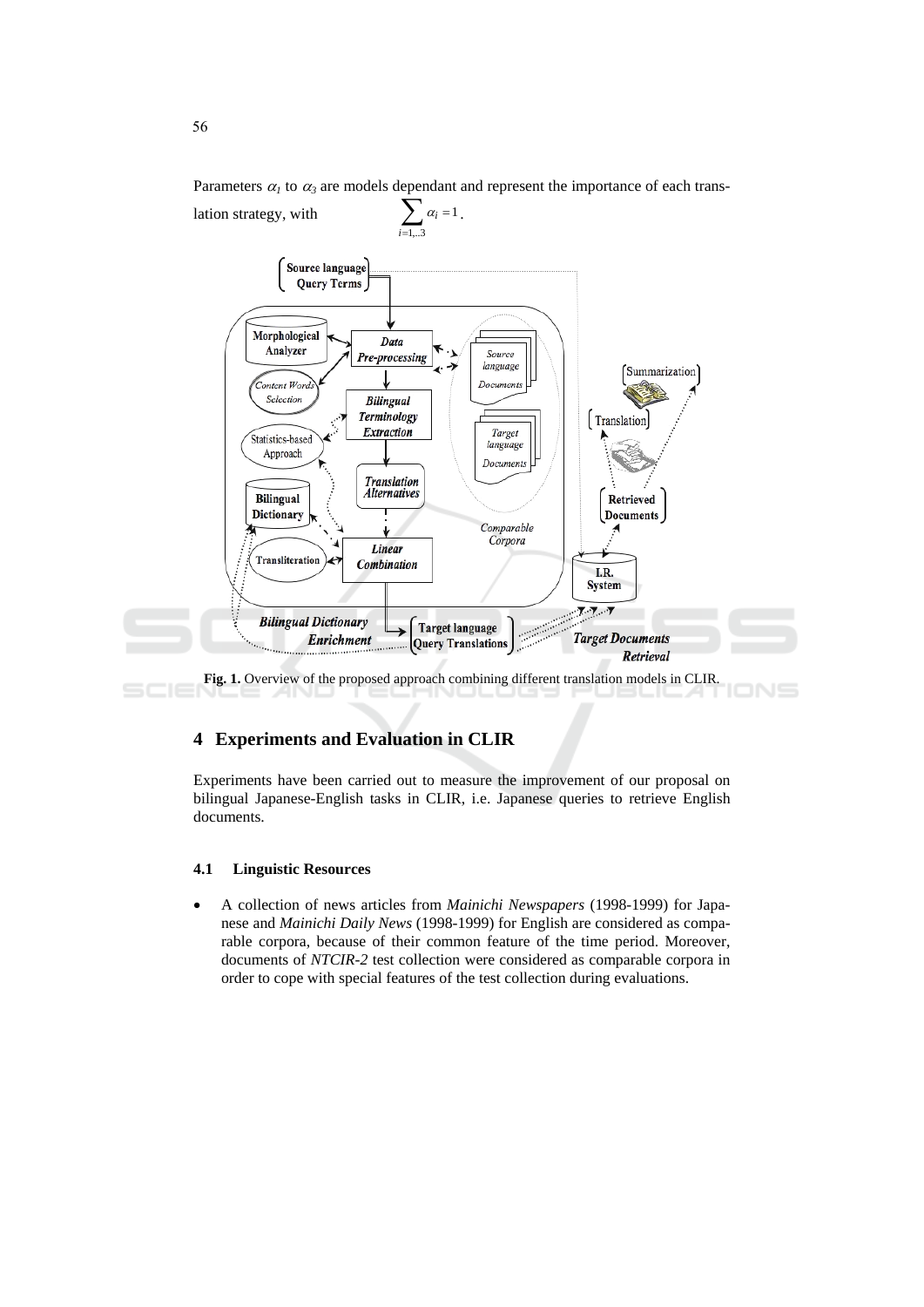Parameters $\alpha_1$ to $\alpha_3$ are models dependant and represent the importance of each translation strategy, with $\sum_{i=1,..3} \alpha_i = 1$.

**Fig. 1.** Overview of the proposed approach combining different translation models in CLIR.

## 4 Experiments and Evaluation in CLIR

Experiments have been carried out to measure the improvement of our proposal on bilingual Japanese-English tasks in CLIR, i.e. Japanese queries to retrieve English documents.

### 4.1 Linguistic Resources

- A collection of news articles from *Mainichi Newspapers* (1998-1999) for Japanese and *Mainichi Daily News* (1998-1999) for English are considered as comparable corpora, because of their common feature of the time period. Moreover, documents of *NTCIR-2* test collection were considered as comparable corpora in order to cope with special features of the test collection during evaluations.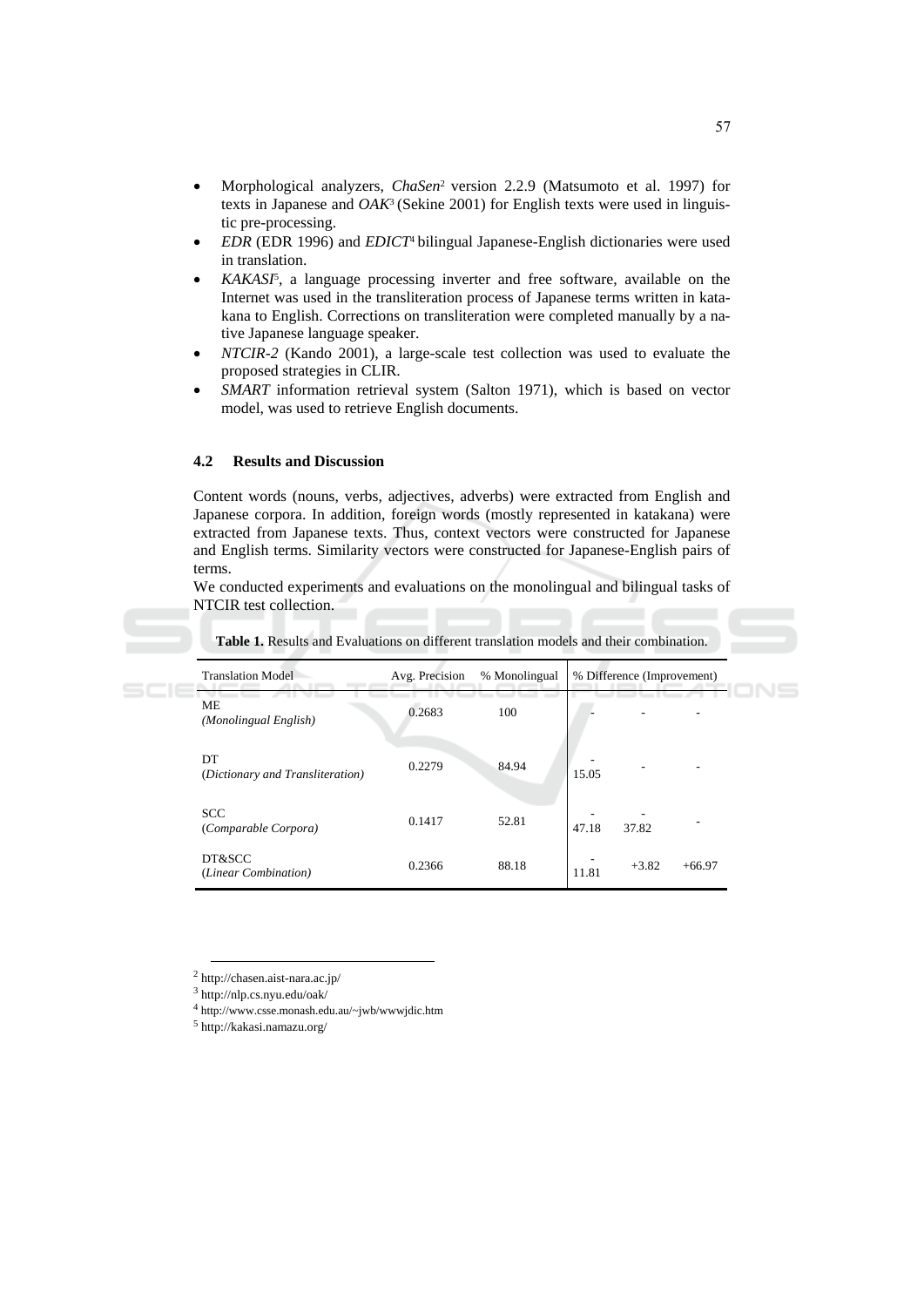- Morphological analyzers, *ChaSen*[2] version 2.2.9 (Matsumoto et al. 1997) for texts in Japanese and *OAK*[3] (Sekine 2001) for English texts were used in linguistic pre-processing.
- *EDR* (EDR 1996) and *EDICT*[4] bilingual Japanese-English dictionaries were used in translation.
- *KAKASI*[5], a language processing inverter and free software, available on the Internet was used in the transliteration process of Japanese terms written in katakana to English. Corrections on transliteration were completed manually by a native Japanese language speaker.
- *NTCIR-2* (Kando 2001), a large-scale test collection was used to evaluate the proposed strategies in CLIR.
- *SMART* information retrieval system (Salton 1971), which is based on vector model, was used to retrieve English documents.

### 4.2 Results and Discussion

Content words (nouns, verbs, adjectives, adverbs) were extracted from English and Japanese corpora. In addition, foreign words (mostly represented in katakana) were extracted from Japanese texts. Thus, context vectors were constructed for Japanese and English terms. Similarity vectors were constructed for Japanese-English pairs of terms.
We conducted experiments and evaluations on the monolingual and bilingual tasks of NTCIR test collection.

**Table 1.** Results and Evaluations on different translation models and their combination.

| Translation Model | Avg. Precision | % Monolingual | % Difference (Improvement) | | |
|---|---|---|---|---|---|
| ME *(Monolingual English)* | 0.2683 | 100 | - | - | - |
| DT *(Dictionary and Transliteration)* | 0.2279 | 84.94 | -15.05 | - | - |
| SCC *(Comparable Corpora)* | 0.1417 | 52.81 | -47.18 | -37.82 | - |
| DT&SCC *(Linear Combination)* | 0.2366 | 88.18 | -11.81 | +3.82 | +66.97 |

[2] http://chasen.aist-nara.ac.jp/
[3] http://nlp.cs.nyu.edu/oak/
[4] http://www.csse.monash.edu.au/~jwb/wwwjdic.htm
[5] http://kakasi.namazu.org/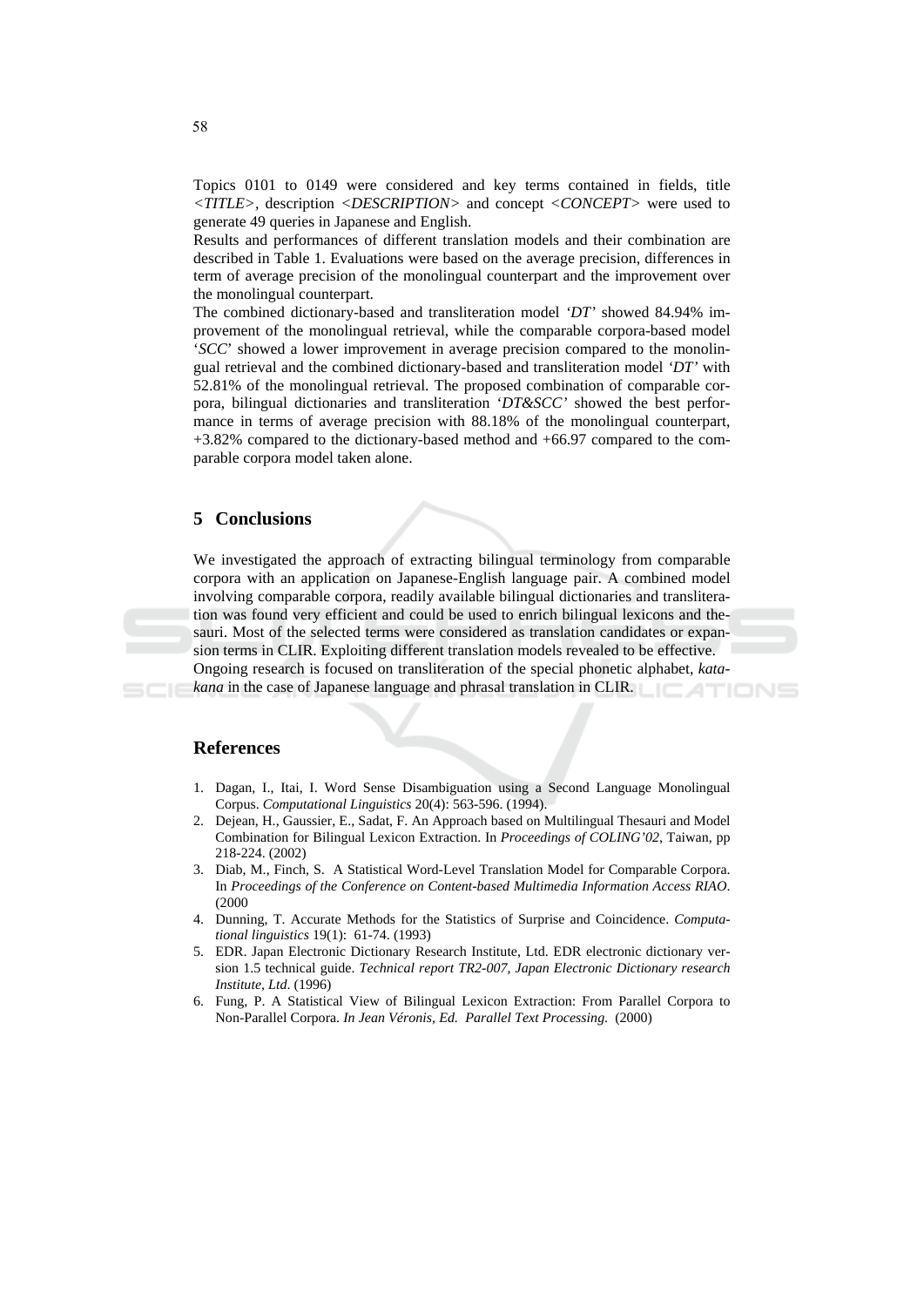Topics 0101 to 0149 were considered and key terms contained in fields, title *<TITLE>*, description *<DESCRIPTION>* and concept *<CONCEPT>* were used to generate 49 queries in Japanese and English.

Results and performances of different translation models and their combination are described in Table 1. Evaluations were based on the average precision, differences in term of average precision of the monolingual counterpart and the improvement over the monolingual counterpart.

The combined dictionary-based and transliteration model *'DT'* showed 84.94% improvement of the monolingual retrieval, while the comparable corpora-based model '*SCC*' showed a lower improvement in average precision compared to the monolingual retrieval and the combined dictionary-based and transliteration model *'DT'* with 52.81% of the monolingual retrieval. The proposed combination of comparable corpora, bilingual dictionaries and transliteration '*DT&SCC*' showed the best performance in terms of average precision with 88.18% of the monolingual counterpart, +3.82% compared to the dictionary-based method and +66.97 compared to the comparable corpora model taken alone.

## 5 Conclusions

We investigated the approach of extracting bilingual terminology from comparable corpora with an application on Japanese-English language pair. A combined model involving comparable corpora, readily available bilingual dictionaries and transliteration was found very efficient and could be used to enrich bilingual lexicons and thesauri. Most of the selected terms were considered as translation candidates or expansion terms in CLIR. Exploiting different translation models revealed to be effective.

Ongoing research is focused on transliteration of the special phonetic alphabet, *katakana* in the case of Japanese language and phrasal translation in CLIR.

## References

1. Dagan, I., Itai, I. Word Sense Disambiguation using a Second Language Monolingual Corpus. *Computational Linguistics* 20(4): 563-596. (1994).
2. Dejean, H., Gaussier, E., Sadat, F. An Approach based on Multilingual Thesauri and Model Combination for Bilingual Lexicon Extraction. In *Proceedings of COLING'02*, Taiwan, pp 218-224. (2002)
3. Diab, M., Finch, S. A Statistical Word-Level Translation Model for Comparable Corpora. In *Proceedings of the Conference on Content-based Multimedia Information Access RIAO*. (2000
4. Dunning, T. Accurate Methods for the Statistics of Surprise and Coincidence. *Computational linguistics* 19(1): 61-74. (1993)
5. EDR. Japan Electronic Dictionary Research Institute, Ltd. EDR electronic dictionary version 1.5 technical guide. *Technical report TR2-007, Japan Electronic Dictionary research Institute, Ltd*. (1996)
6. Fung, P. A Statistical View of Bilingual Lexicon Extraction: From Parallel Corpora to Non-Parallel Corpora. *In Jean Véronis, Ed. Parallel Text Processing.* (2000)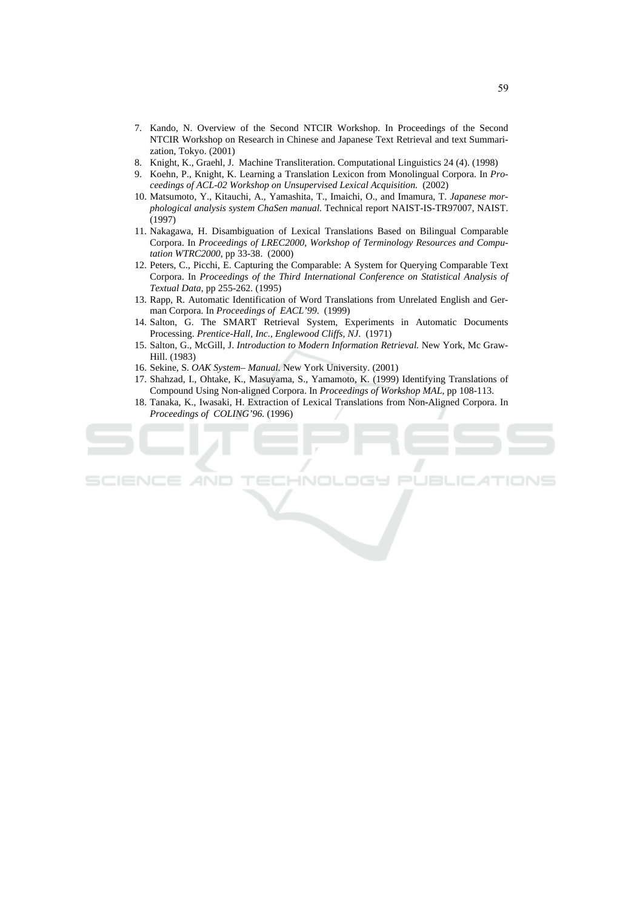7. Kando, N. Overview of the Second NTCIR Workshop. In Proceedings of the Second NTCIR Workshop on Research in Chinese and Japanese Text Retrieval and text Summarization, Tokyo. (2001)
8. Knight, K., Graehl, J. Machine Transliteration. Computational Linguistics 24 (4). (1998)
9. Koehn, P., Knight, K. Learning a Translation Lexicon from Monolingual Corpora. In *Proceedings of ACL-02 Workshop on Unsupervised Lexical Acquisition.* (2002)
10. Matsumoto, Y., Kitauchi, A., Yamashita, T., Imaichi, O., and Imamura, T. *Japanese morphological analysis system ChaSen manual.* Technical report NAIST-IS-TR97007, NAIST. (1997)
11. Nakagawa, H. Disambiguation of Lexical Translations Based on Bilingual Comparable Corpora. In *Proceedings of LREC2000, Workshop of Terminology Resources and Computation WTRC2000,* pp 33-38. (2000)
12. Peters, C., Picchi, E. Capturing the Comparable: A System for Querying Comparable Text Corpora. In *Proceedings of the Third International Conference on Statistical Analysis of Textual Data,* pp 255-262. (1995)
13. Rapp, R. Automatic Identification of Word Translations from Unrelated English and German Corpora. In *Proceedings of EACL'99.* (1999)
14. Salton, G. The SMART Retrieval System, Experiments in Automatic Documents Processing. *Prentice-Hall, Inc., Englewood Cliffs, NJ.* (1971)
15. Salton, G., McGill, J. *Introduction to Modern Information Retrieval.* New York, Mc Graw-Hill. (1983)
16. Sekine, S. *OAK System– Manual.* New York University. (2001)
17. Shahzad, I., Ohtake, K., Masuyama, S., Yamamoto, K. (1999) Identifying Translations of Compound Using Non-aligned Corpora. In *Proceedings of Workshop MAL,* pp 108-113.
18. Tanaka, K., Iwasaki, H. Extraction of Lexical Translations from Non-Aligned Corpora. In *Proceedings of COLING'96.* (1996)